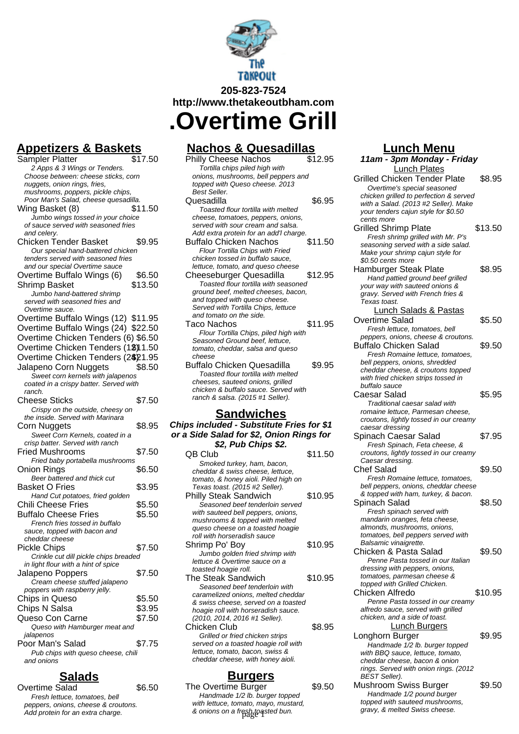205-823-7524

http://www.thetakeoutbham.com

# .Overtime Grill

## Appetizers & Baskets

**Sampler Platter** $17.50
*2 Apps & 3 Wings or Tenders. Choose between: cheese sticks, corn nuggets, onion rings, fries, mushrooms, poppers, pickle chips, Poor Man's Salad, cheese quesadilla.*

**Wing Basket (8)** $11.50
*Jumbo wings tossed in your choice of sauce served with seasoned fries and celery.*

**Chicken Tender Basket** $9.95
*Our special hand-battered chicken tenders served with seasoned fries and our special Overtime sauce*

**Overtime Buffalo Wings (6)** $6.50

**Shrimp Basket** $13.50
*Jumbo hand-battered shrimp served with seasoned fries and Overtime sauce.*

**Overtime Buffalo Wings (12)** $11.95

**Overtime Buffalo Wings (24)** $22.50

**Overtime Chicken Tenders (6)** $6.50

**Overtime Chicken Tenders (12)** $11.50

**Overtime Chicken Tenders (24)** $21.95

**Jalapeno Corn Nuggets** $8.50
*Sweet corn kernels with jalapenos coated in a crispy batter. Served with ranch.*

**Cheese Sticks** $7.50
*Crispy on the outside, cheesy on the inside. Served with Marinara*

**Corn Nuggets** $8.95
*Sweet Corn Kernels, coated in a crisp batter. Served with ranch*

**Fried Mushrooms** $7.50
*Fried baby portabella mushrooms*

**Onion Rings** $6.50
*Beer battered and thick cut*

**Basket O Fries** $3.95
*Hand Cut potatoes, fried golden*

**Chili Cheese Fries** $5.50

**Buffalo Cheese Fries** $5.50
*French fries tossed in buffalo sauce, topped with bacon and cheddar cheese*

**Pickle Chips** $7.50
*Crinkle cut dill pickle chips breaded in light flour with a hint of spice*

**Jalapeno Poppers** $7.50
*Cream cheese stuffed jalapeno poppers with raspberry jelly.*

**Chips in Queso** $5.50

**Chips N Salsa** $3.95

**Queso Con Carne** $7.50
*Queso with Hamburger meat and jalapenos*

**Poor Man's Salad** $7.75
*Pub chips with queso cheese, chili and onions*

## Salads

**Overtime Salad** $6.50
*Fresh lettuce, tomatoes, bell peppers, onions, cheese & croutons. Add protein for an extra charge.*

## Nachos & Quesadillas

**Philly Cheese Nachos** $12.95
*Tortilla chips piled high with onions, mushrooms, bell peppers and topped with Queso cheese. 2013 Best Seller.*

**Quesadilla** $6.95
*Toasted flour tortilla with melted cheese, tomatoes, peppers, onions, served with sour cream and salsa. Add extra protein for an add'l charge.*

**Buffalo Chicken Nachos** $11.50
*Flour Tortilla Chips with Fried chicken tossed in buffalo sauce, lettuce, tomato, and queso cheese*

**Cheeseburger Quesadilla** $12.95
*Toasted flour tortilla with seasoned ground beef, melted cheeses, bacon, and topped with queso cheese. Served with Tortilla Chips, lettuce and tomato on the side.*

**Taco Nachos** $11.95
*Flour Tortilla Chips, piled high with Seasoned Ground beef, lettuce, tomato, cheddar, salsa and queso cheese*

**Buffalo Chicken Quesadilla** $9.95
*Toasted flour tortilla with melted cheeses, sauteed onions, grilled chicken & buffalo sauce. Served with ranch & salsa. (2015 #1 Seller).*

## Sandwiches

***Chips included - Substitute Fries for $1 or a Side Salad for $2, Onion Rings for $2, Pub Chips $2.***

**QB Club** $11.50
*Smoked turkey, ham, bacon, cheddar & swiss cheese, lettuce, tomato, & honey aioli. Piled high on Texas toast. (2015 #2 Seller).*

**Philly Steak Sandwich** $10.95
*Seasoned beef tenderloin served with sauteed bell peppers, onions, mushrooms & topped with melted queso cheese on a toasted hoagie roll with horseradish sauce*

**Shrimp Po' Boy** $10.95
*Jumbo golden fried shrimp with lettuce & Overtime sauce on a toasted hoagie roll.*

**The Steak Sandwich** $10.95
*Seasoned beef tenderloin with caramelized onions, melted cheddar & swiss cheese, served on a toasted hoagie roll with horseradish sauce. (2010, 2014, 2016 #1 Seller).*

**Chicken Club** $8.95
*Grilled or fried chicken strips served on a toasted hoagie roll with lettuce, tomato, bacon, swiss & cheddar cheese, with honey aioli.*

## Burgers

**The Overtime Burger** $9.50
*Handmade 1/2 lb. burger topped with lettuce, tomato, mayo, mustard, & onions on a fresh toasted bun.*

## Lunch Menu

***11am - 3pm Monday - Friday***

### Lunch Plates

**Grilled Chicken Tender Plate** $8.95
*Overtime's special seasoned chicken grilled to perfection & served with a Salad. (2013 #2 Seller). Make your tenders cajun style for $0.50 cents more*

**Grilled Shrimp Plate** $13.50
*Fresh shrimp grilled with Mr. P's seasoning served with a side salad. Make your shrimp cajun style for $0.50 cents more*

**Hamburger Steak Plate** $8.95
*Hand pattied ground beef grilled your way with sauteed onions & gravy. Served with French fries & Texas toast.*

### Lunch Salads & Pastas

**Overtime Salad** $5.50
*Fresh lettuce, tomatoes, bell peppers, onions, cheese & croutons.*

**Buffalo Chicken Salad** $9.50
*Fresh Romaine lettuce, tomatoes, bell peppers, onions, shredded cheddar cheese, & croutons topped with fried chicken strips tossed in buffalo sauce*

**Caesar Salad** $5.95
*Traditional caesar salad with romaine lettuce, Parmesan cheese, croutons, lightly tossed in our creamy caesar dressing*

**Spinach Caesar Salad** $7.95
*Fresh Spinach, Feta cheese, & croutons, lightly tossed in our creamy Caesar dressing.*

**Chef Salad** $9.50
*Fresh Romaine lettuce, tomatoes, bell peppers, onions, cheddar cheese & topped with ham, turkey, & bacon.*

**Spinach Salad** $8.50
*Fresh spinach served with mandarin oranges, feta cheese, almonds, mushrooms, onions, tomatoes, bell peppers served with Balsamic vinaigrette.*

**Chicken & Pasta Salad** $9.50
*Penne Pasta tossed in our Italian dressing with peppers, onions, tomatoes, parmesan cheese & topped with Grilled Chicken.*

**Chicken Alfredo** $10.95
*Penne Pasta tossed in our creamy alfredo sauce, served with grilled chicken, and a side of toast.*

### Lunch Burgers

**Longhorn Burger** $9.95
*Handmade 1/2 lb. burger topped with BBQ sauce, lettuce, tomato, cheddar cheese, bacon & onion rings. Served with onion rings. (2012 BEST Seller).*

**Mushroom Swiss Burger** $9.50
*Handmade 1/2 pound burger topped with sauteed mushrooms, gravy, & melted Swiss cheese.*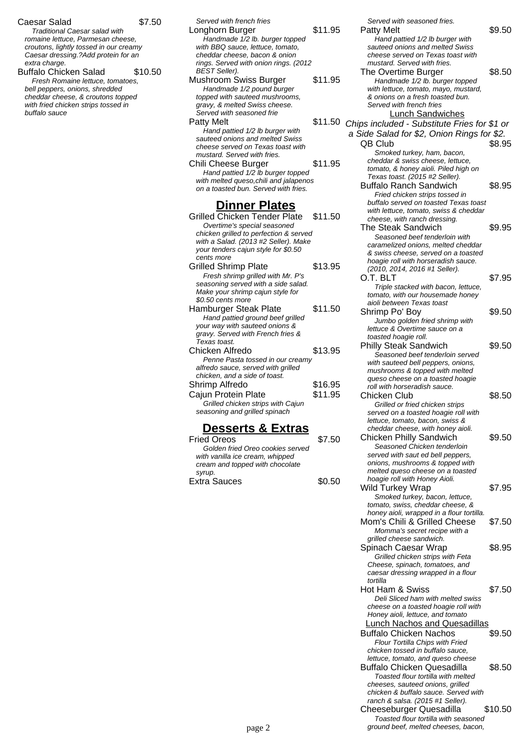Caesar Salad $7.50

*Traditional Caesar salad with romaine lettuce, Parmesan cheese, croutons, lightly tossed in our creamy Caesar dressing.?Add protein for an extra charge.*

Buffalo Chicken Salad $10.50

*Fresh Romaine lettuce, tomatoes, bell peppers, onions, shredded cheddar cheese, & croutons topped with fried chicken strips tossed in buffalo sauce*

*Served with french fries*

Longhorn Burger $11.95

*Handmade 1/2 lb. burger topped with BBQ sauce, lettuce, tomato, cheddar cheese, bacon & onion rings. Served with onion rings. (2012 BEST Seller).*

Mushroom Swiss Burger $11.95

*Handmade 1/2 pound burger topped with sauteed mushrooms, gravy, & melted Swiss cheese. Served with seasoned frie*

Patty Melt $11.50

*Hand pattied 1/2 lb burger with sauteed onions and melted Swiss cheese served on Texas toast with mustard. Served with fries.*

Chili Cheese Burger $11.95

*Hand pattied 1/2 lb burger topped with melted queso,chili and jalapenos on a toasted bun. Served with fries.*

## Dinner Plates

Grilled Chicken Tender Plate $11.50

*Overtime's special seasoned chicken grilled to perfection & served with a Salad. (2013 #2 Seller). Make your tenders cajun style for $0.50 cents more*

Grilled Shrimp Plate $13.95

*Fresh shrimp grilled with Mr. P's seasoning served with a side salad. Make your shrimp cajun style for $0.50 cents more*

Hamburger Steak Plate $11.50

*Hand pattied ground beef grilled your way with sauteed onions & gravy. Served with French fries & Texas toast.*

Chicken Alfredo $13.95

*Penne Pasta tossed in our creamy alfredo sauce, served with grilled chicken, and a side of toast.*

Shrimp Alfredo $16.95

Cajun Protein Plate $11.95

*Grilled chicken strips with Cajun seasoning and grilled spinach*

## Desserts & Extras

Fried Oreos $7.50

*Golden fried Oreo cookies served with vanilla ice cream, whipped cream and topped with chocolate syrup.*

Extra Sauces $0.50

*Served with seasoned fries.*

Patty Melt $9.50

*Hand pattied 1/2 lb burger with sauteed onions and melted Swiss cheese served on Texas toast with mustard. Served with fries.*

The Overtime Burger $8.50

*Handmade 1/2 lb. burger topped with lettuce, tomato, mayo, mustard, & onions on a fresh toasted bun. Served with french fries*

Lunch Sandwiches

*Chips included - Substitute Fries for $1 or a Side Salad for $2, Onion Rings for $2.*

QB Club $8.95

*Smoked turkey, ham, bacon, cheddar & swiss cheese, lettuce, tomato, & honey aioli. Piled high on Texas toast. (2015 #2 Seller).*

Buffalo Ranch Sandwich $8.95

*Fried chicken strips tossed in buffalo served on toasted Texas toast with lettuce, tomato, swiss & cheddar cheese, with ranch dressing.*

The Steak Sandwich $9.95

*Seasoned beef tenderloin with caramelized onions, melted cheddar & swiss cheese, served on a toasted hoagie roll with horseradish sauce. (2010, 2014, 2016 #1 Seller).*

O.T. BLT $7.95

*Triple stacked with bacon, lettuce, tomato, with our housemade honey aioli between Texas toast*

Shrimp Po' Boy $9.50

*Jumbo golden fried shrimp with lettuce & Overtime sauce on a toasted hoagie roll.*

Philly Steak Sandwich $9.50

*Seasoned beef tenderloin served with sauteed bell peppers, onions, mushrooms & topped with melted queso cheese on a toasted hoagie roll with horseradish sauce.*

Chicken Club $8.50

*Grilled or fried chicken strips served on a toasted hoagie roll with lettuce, tomato, bacon, swiss & cheddar cheese, with honey aioli.*

Chicken Philly Sandwich $9.50

*Seasoned Chicken tenderloin served with saut ed bell peppers, onions, mushrooms & topped with melted queso cheese on a toasted hoagie roll with Honey Aioli.*

Wild Turkey Wrap $7.95

*Smoked turkey, bacon, lettuce, tomato, swiss, cheddar cheese, & honey aioli, wrapped in a flour tortilla.*

Mom's Chili & Grilled Cheese $7.50

*Momma's secret recipe with a grilled cheese sandwich.*

Spinach Caesar Wrap $8.95

*Grilled chicken strips with Feta Cheese, spinach, tomatoes, and caesar dressing wrapped in a flour tortilla*

Hot Ham & Swiss $7.50

*Deli Sliced ham with melted swiss cheese on a toasted hoagie roll with Honey aioli, lettuce, and tomato*

Lunch Nachos and Quesadillas

Buffalo Chicken Nachos $9.50

*Flour Tortilla Chips with Fried chicken tossed in buffalo sauce, lettuce, tomato, and queso cheese*

Buffalo Chicken Quesadilla $8.50

*Toasted flour tortilla with melted cheeses, sauteed onions, grilled chicken & buffalo sauce. Served with ranch & salsa. (2015 #1 Seller).*

Cheeseburger Quesadilla $10.50

*Toasted flour tortilla with seasoned ground beef, melted cheeses, bacon,*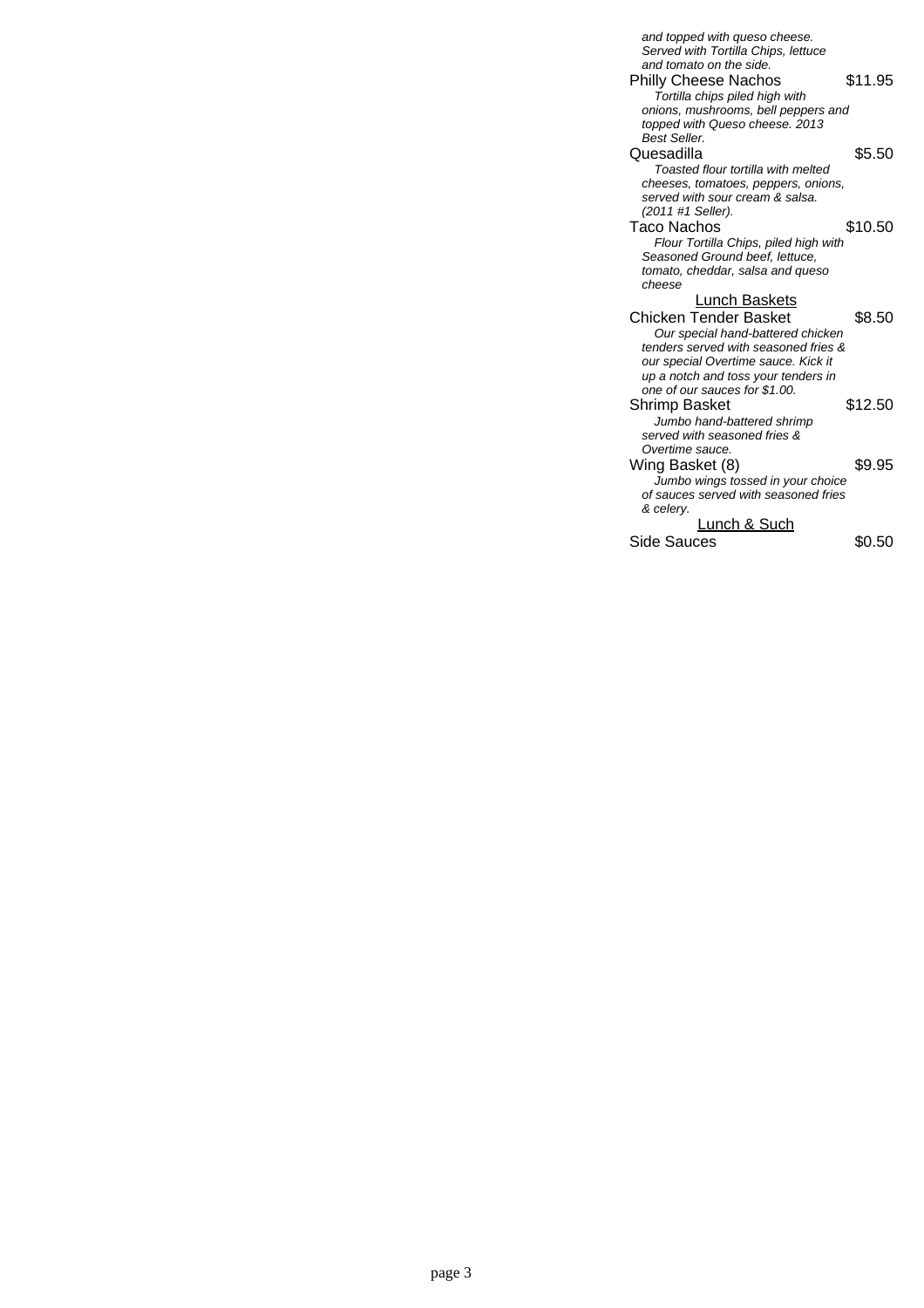*and topped with queso cheese. Served with Tortilla Chips, lettuce and tomato on the side.*

Philly Cheese Nachos $11.95

*Tortilla chips piled high with onions, mushrooms, bell peppers and topped with Queso cheese. 2013 Best Seller.*

Quesadilla $5.50

*Toasted flour tortilla with melted cheeses, tomatoes, peppers, onions, served with sour cream & salsa. (2011 #1 Seller).*

Taco Nachos $10.50

*Flour Tortilla Chips, piled high with Seasoned Ground beef, lettuce, tomato, cheddar, salsa and queso cheese*

## Lunch Baskets

Chicken Tender Basket $8.50

*Our special hand-battered chicken tenders served with seasoned fries & our special Overtime sauce. Kick it up a notch and toss your tenders in one of our sauces for $1.00.*

Shrimp Basket $12.50

*Jumbo hand-battered shrimp served with seasoned fries & Overtime sauce.*

Wing Basket (8) $9.95

*Jumbo wings tossed in your choice of sauces served with seasoned fries & celery.*

## Lunch & Such

Side Sauces $0.50